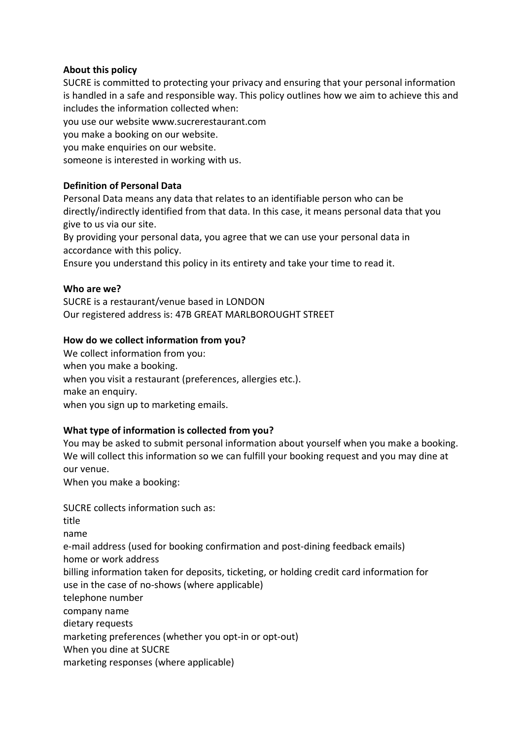**About this policy**

SUCRE is committed to protecting your privacy and ensuring that your personal information is handled in a safe and responsible way. This policy outlines how we aim to achieve this and includes the information collected when:

you use our website www.sucrerestaurant.com

you make a booking on our website.

you make enquiries on our website.

someone is interested in working with us.

**Definition of Personal Data**

Personal Data means any data that relates to an identifiable person who can be directly/indirectly identified from that data. In this case, it means personal data that you give to us via our site.

By providing your personal data, you agree that we can use your personal data in accordance with this policy.

Ensure you understand this policy in its entirety and take your time to read it.

**Who are we?**

SUCRE is a restaurant/venue based in LONDON

Our registered address is: 47B GREAT MARLBOROUGHT STREET

**How do we collect information from you?**

We collect information from you:

when you make a booking.

when you visit a restaurant (preferences, allergies etc.).

make an enquiry.

when you sign up to marketing emails.

**What type of information is collected from you?**

You may be asked to submit personal information about yourself when you make a booking. We will collect this information so we can fulfill your booking request and you may dine at our venue.

When you make a booking:

SUCRE collects information such as:

title

name

e-mail address (used for booking confirmation and post-dining feedback emails)

home or work address

billing information taken for deposits, ticketing, or holding credit card information for use in the case of no-shows (where applicable)

telephone number

company name

dietary requests

marketing preferences (whether you opt-in or opt-out)

When you dine at SUCRE

marketing responses (where applicable)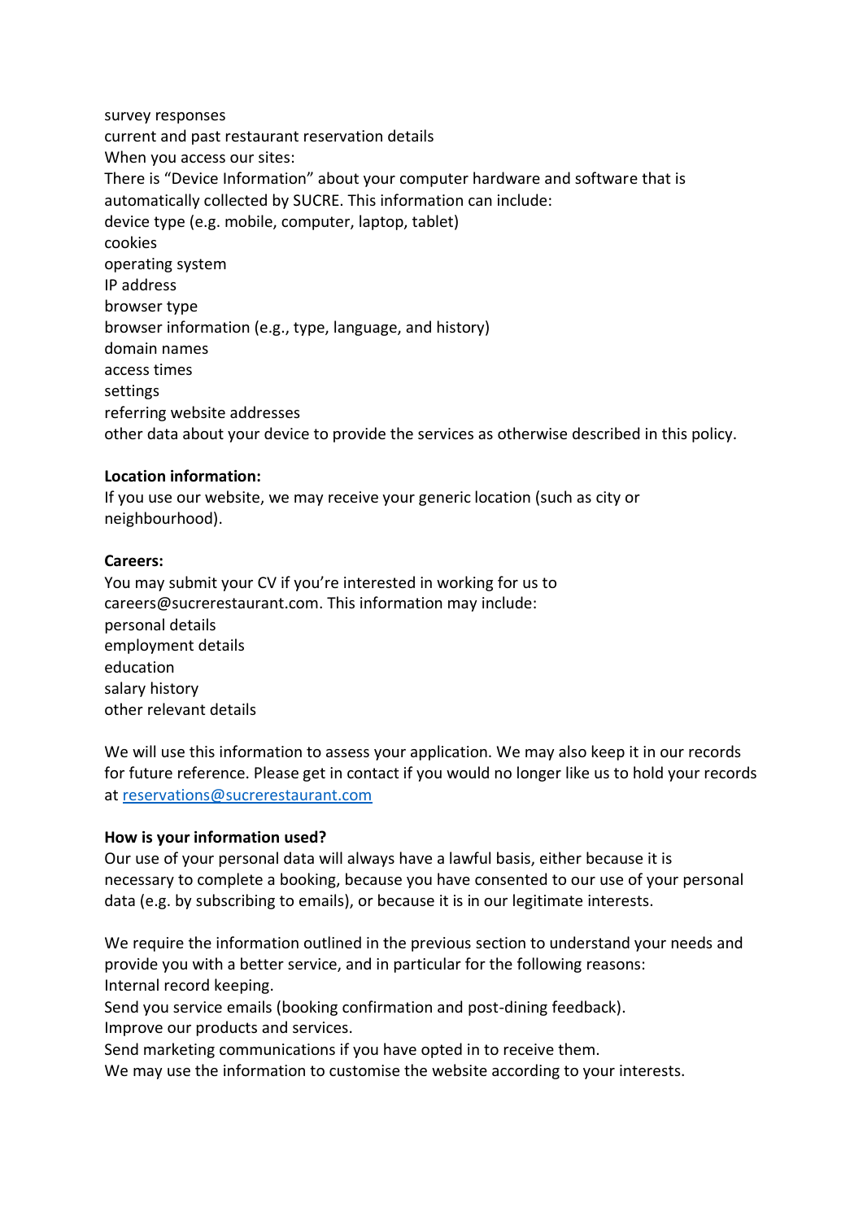survey responses
current and past restaurant reservation details
When you access our sites:
There is "Device Information" about your computer hardware and software that is automatically collected by SUCRE. This information can include:
device type (e.g. mobile, computer, laptop, tablet)
cookies
operating system
IP address
browser type
browser information (e.g., type, language, and history)
domain names
access times
settings
referring website addresses
other data about your device to provide the services as otherwise described in this policy.

**Location information:**
If you use our website, we may receive your generic location (such as city or neighbourhood).

**Careers:**
You may submit your CV if you're interested in working for us to careers@sucrerestaurant.com. This information may include:
personal details
employment details
education
salary history
other relevant details

We will use this information to assess your application. We may also keep it in our records for future reference. Please get in contact if you would no longer like us to hold your records at [reservations@sucrerestaurant.com](mailto:reservations@sucrerestaurant.com)

**How is your information used?**
Our use of your personal data will always have a lawful basis, either because it is necessary to complete a booking, because you have consented to our use of your personal data (e.g. by subscribing to emails), or because it is in our legitimate interests.

We require the information outlined in the previous section to understand your needs and provide you with a better service, and in particular for the following reasons:
Internal record keeping.
Send you service emails (booking confirmation and post-dining feedback).
Improve our products and services.
Send marketing communications if you have opted in to receive them.
We may use the information to customise the website according to your interests.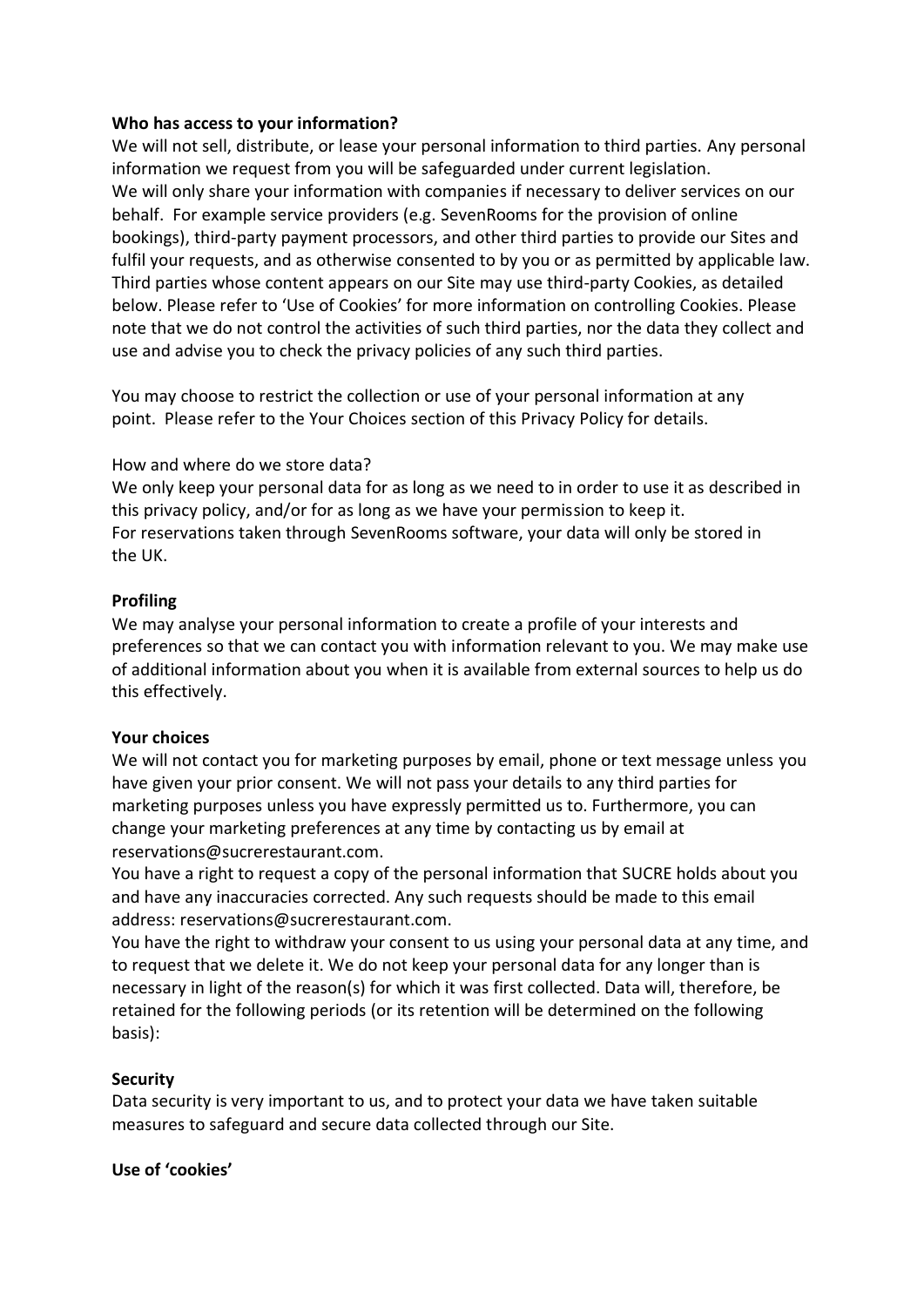**Who has access to your information?**

We will not sell, distribute, or lease your personal information to third parties. Any personal information we request from you will be safeguarded under current legislation.

We will only share your information with companies if necessary to deliver services on our behalf. For example service providers (e.g. SevenRooms for the provision of online bookings), third-party payment processors, and other third parties to provide our Sites and fulfil your requests, and as otherwise consented to by you or as permitted by applicable law. Third parties whose content appears on our Site may use third-party Cookies, as detailed below. Please refer to 'Use of Cookies' for more information on controlling Cookies. Please note that we do not control the activities of such third parties, nor the data they collect and use and advise you to check the privacy policies of any such third parties.

You may choose to restrict the collection or use of your personal information at any point. Please refer to the Your Choices section of this Privacy Policy for details.

How and where do we store data?

We only keep your personal data for as long as we need to in order to use it as described in this privacy policy, and/or for as long as we have your permission to keep it.

For reservations taken through SevenRooms software, your data will only be stored in the UK.

**Profiling**

We may analyse your personal information to create a profile of your interests and preferences so that we can contact you with information relevant to you. We may make use of additional information about you when it is available from external sources to help us do this effectively.

**Your choices**

We will not contact you for marketing purposes by email, phone or text message unless you have given your prior consent. We will not pass your details to any third parties for marketing purposes unless you have expressly permitted us to. Furthermore, you can change your marketing preferences at any time by contacting us by email at reservations@sucrerestaurant.com.

You have a right to request a copy of the personal information that SUCRE holds about you and have any inaccuracies corrected. Any such requests should be made to this email address: reservations@sucrerestaurant.com.

You have the right to withdraw your consent to us using your personal data at any time, and to request that we delete it. We do not keep your personal data for any longer than is necessary in light of the reason(s) for which it was first collected. Data will, therefore, be retained for the following periods (or its retention will be determined on the following basis):

**Security**

Data security is very important to us, and to protect your data we have taken suitable measures to safeguard and secure data collected through our Site.

**Use of 'cookies'**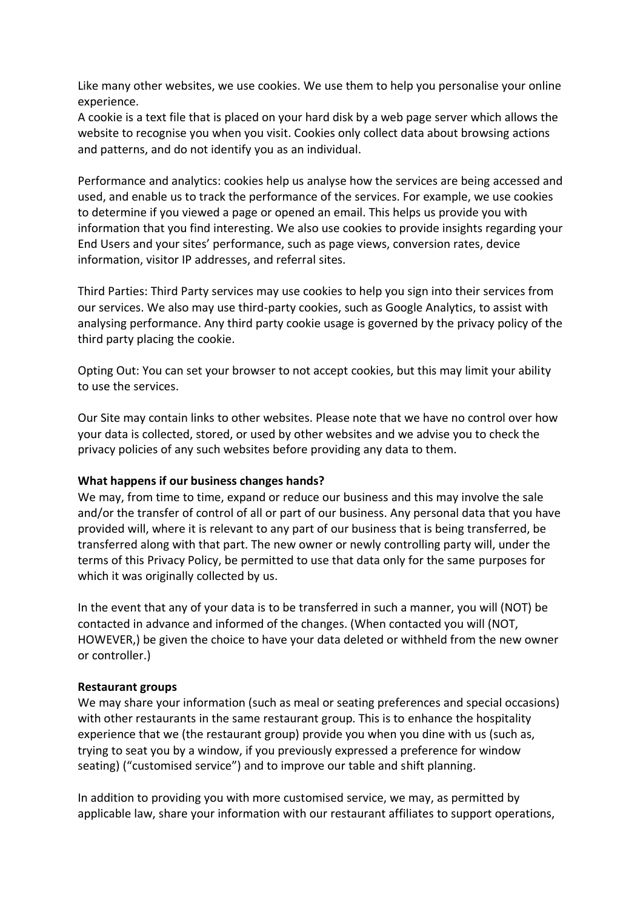Like many other websites, we use cookies. We use them to help you personalise your online experience.
A cookie is a text file that is placed on your hard disk by a web page server which allows the website to recognise you when you visit. Cookies only collect data about browsing actions and patterns, and do not identify you as an individual.

Performance and analytics: cookies help us analyse how the services are being accessed and used, and enable us to track the performance of the services. For example, we use cookies to determine if you viewed a page or opened an email. This helps us provide you with information that you find interesting. We also use cookies to provide insights regarding your End Users and your sites' performance, such as page views, conversion rates, device information, visitor IP addresses, and referral sites.

Third Parties: Third Party services may use cookies to help you sign into their services from our services. We also may use third-party cookies, such as Google Analytics, to assist with analysing performance. Any third party cookie usage is governed by the privacy policy of the third party placing the cookie.

Opting Out: You can set your browser to not accept cookies, but this may limit your ability to use the services.

Our Site may contain links to other websites. Please note that we have no control over how your data is collected, stored, or used by other websites and we advise you to check the privacy policies of any such websites before providing any data to them.

**What happens if our business changes hands?**
We may, from time to time, expand or reduce our business and this may involve the sale and/or the transfer of control of all or part of our business. Any personal data that you have provided will, where it is relevant to any part of our business that is being transferred, be transferred along with that part. The new owner or newly controlling party will, under the terms of this Privacy Policy, be permitted to use that data only for the same purposes for which it was originally collected by us.

In the event that any of your data is to be transferred in such a manner, you will (NOT) be contacted in advance and informed of the changes. (When contacted you will (NOT, HOWEVER,) be given the choice to have your data deleted or withheld from the new owner or controller.)

**Restaurant groups**
We may share your information (such as meal or seating preferences and special occasions) with other restaurants in the same restaurant group. This is to enhance the hospitality experience that we (the restaurant group) provide you when you dine with us (such as, trying to seat you by a window, if you previously expressed a preference for window seating) ("customised service") and to improve our table and shift planning.

In addition to providing you with more customised service, we may, as permitted by applicable law, share your information with our restaurant affiliates to support operations,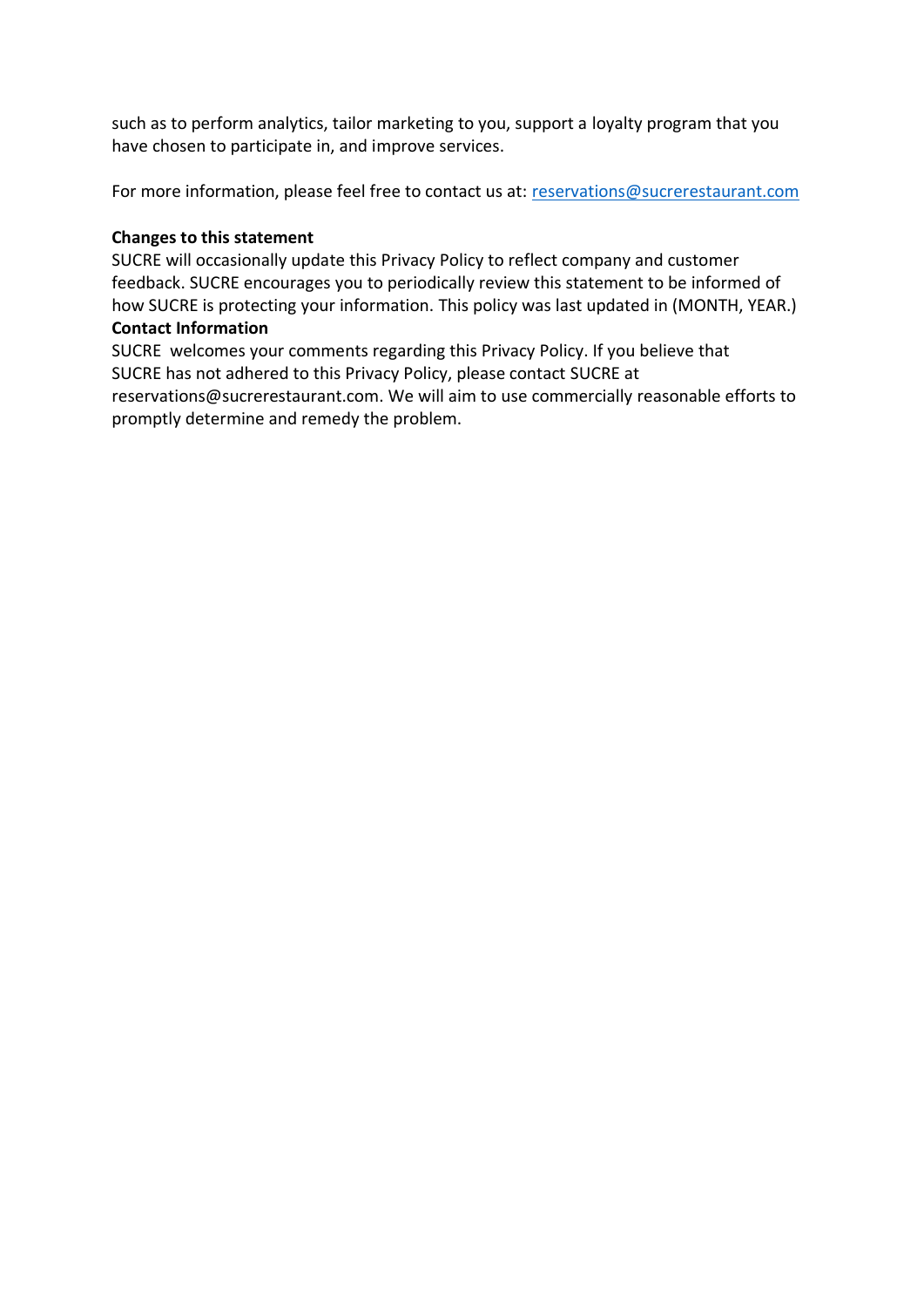such as to perform analytics, tailor marketing to you, support a loyalty program that you have chosen to participate in, and improve services.

For more information, please feel free to contact us at: reservations@sucrerestaurant.com

**Changes to this statement**

SUCRE will occasionally update this Privacy Policy to reflect company and customer feedback. SUCRE encourages you to periodically review this statement to be informed of how SUCRE is protecting your information. This policy was last updated in (MONTH, YEAR.)

**Contact Information**

SUCRE welcomes your comments regarding this Privacy Policy. If you believe that SUCRE has not adhered to this Privacy Policy, please contact SUCRE at reservations@sucrerestaurant.com. We will aim to use commercially reasonable efforts to promptly determine and remedy the problem.